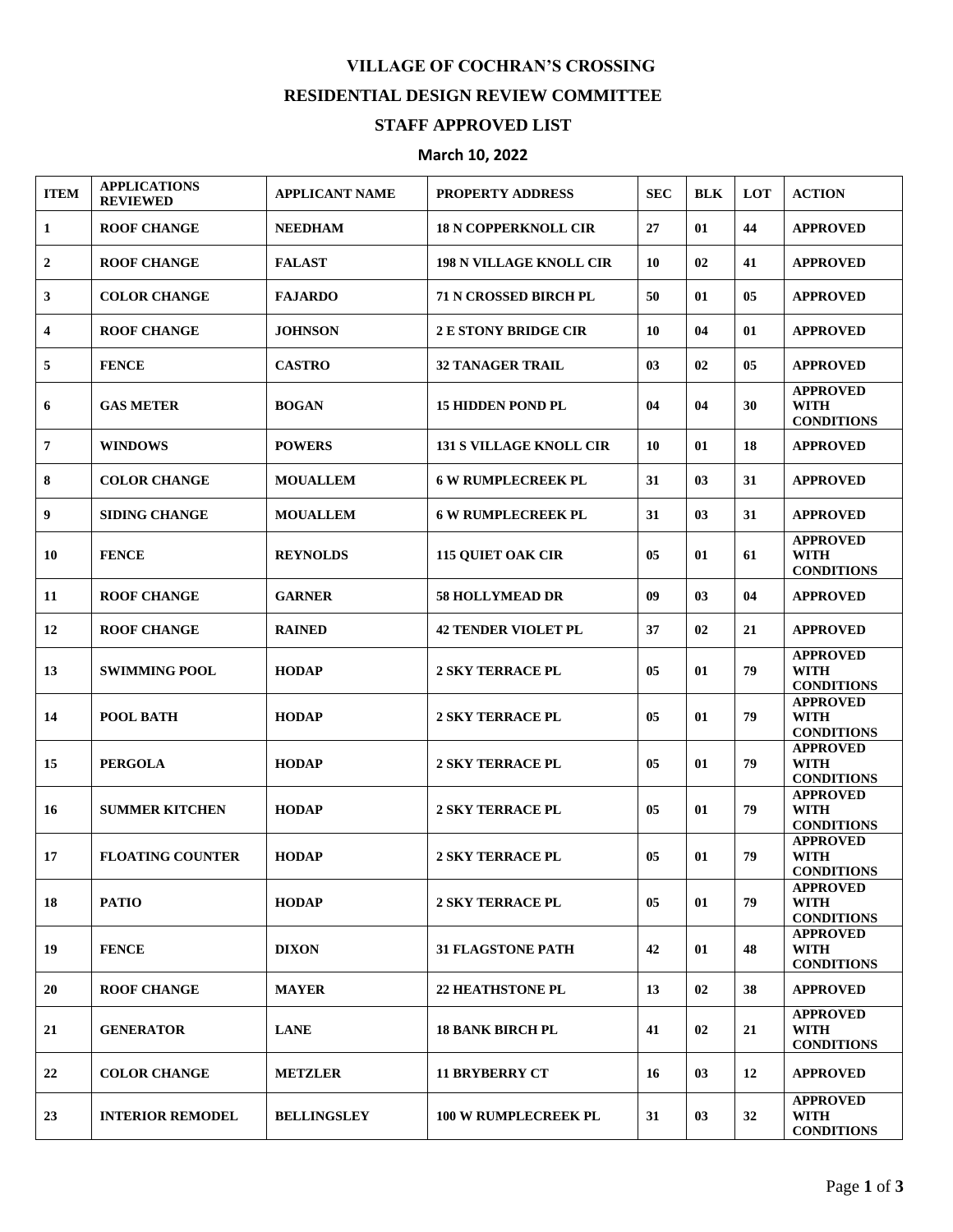# VILLAGE OF COCHRAN'S CROSSING

## RESIDENTIAL DESIGN REVIEW COMMITTEE

## STAFF APPROVED LIST

### March 10, 2022

| ITEM | APPLICATIONS REVIEWED | APPLICANT NAME | PROPERTY ADDRESS | SEC | BLK | LOT | ACTION |
|---|---|---|---|---|---|---|---|
| 1 | ROOF CHANGE | NEEDHAM | 18 N COPPERKNOLL CIR | 27 | 01 | 44 | APPROVED |
| 2 | ROOF CHANGE | FALAST | 198 N VILLAGE KNOLL CIR | 10 | 02 | 41 | APPROVED |
| 3 | COLOR CHANGE | FAJARDO | 71 N CROSSED BIRCH PL | 50 | 01 | 05 | APPROVED |
| 4 | ROOF CHANGE | JOHNSON | 2 E STONY BRIDGE CIR | 10 | 04 | 01 | APPROVED |
| 5 | FENCE | CASTRO | 32 TANAGER TRAIL | 03 | 02 | 05 | APPROVED |
| 6 | GAS METER | BOGAN | 15 HIDDEN POND PL | 04 | 04 | 30 | APPROVED WITH CONDITIONS |
| 7 | WINDOWS | POWERS | 131 S VILLAGE KNOLL CIR | 10 | 01 | 18 | APPROVED |
| 8 | COLOR CHANGE | MOUALLEM | 6 W RUMPLECREEK PL | 31 | 03 | 31 | APPROVED |
| 9 | SIDING CHANGE | MOUALLEM | 6 W RUMPLECREEK PL | 31 | 03 | 31 | APPROVED |
| 10 | FENCE | REYNOLDS | 115 QUIET OAK CIR | 05 | 01 | 61 | APPROVED WITH CONDITIONS |
| 11 | ROOF CHANGE | GARNER | 58 HOLLYMEAD DR | 09 | 03 | 04 | APPROVED |
| 12 | ROOF CHANGE | RAINED | 42 TENDER VIOLET PL | 37 | 02 | 21 | APPROVED |
| 13 | SWIMMING POOL | HODAP | 2 SKY TERRACE PL | 05 | 01 | 79 | APPROVED WITH CONDITIONS |
| 14 | POOL BATH | HODAP | 2 SKY TERRACE PL | 05 | 01 | 79 | APPROVED WITH CONDITIONS |
| 15 | PERGOLA | HODAP | 2 SKY TERRACE PL | 05 | 01 | 79 | APPROVED WITH CONDITIONS |
| 16 | SUMMER KITCHEN | HODAP | 2 SKY TERRACE PL | 05 | 01 | 79 | APPROVED WITH CONDITIONS |
| 17 | FLOATING COUNTER | HODAP | 2 SKY TERRACE PL | 05 | 01 | 79 | APPROVED WITH CONDITIONS |
| 18 | PATIO | HODAP | 2 SKY TERRACE PL | 05 | 01 | 79 | APPROVED WITH CONDITIONS |
| 19 | FENCE | DIXON | 31 FLAGSTONE PATH | 42 | 01 | 48 | APPROVED WITH CONDITIONS |
| 20 | ROOF CHANGE | MAYER | 22 HEATHSTONE PL | 13 | 02 | 38 | APPROVED |
| 21 | GENERATOR | LANE | 18 BANK BIRCH PL | 41 | 02 | 21 | APPROVED WITH CONDITIONS |
| 22 | COLOR CHANGE | METZLER | 11 BRYBERRY CT | 16 | 03 | 12 | APPROVED |
| 23 | INTERIOR REMODEL | BELLINGSLEY | 100 W RUMPLECREEK PL | 31 | 03 | 32 | APPROVED WITH CONDITIONS |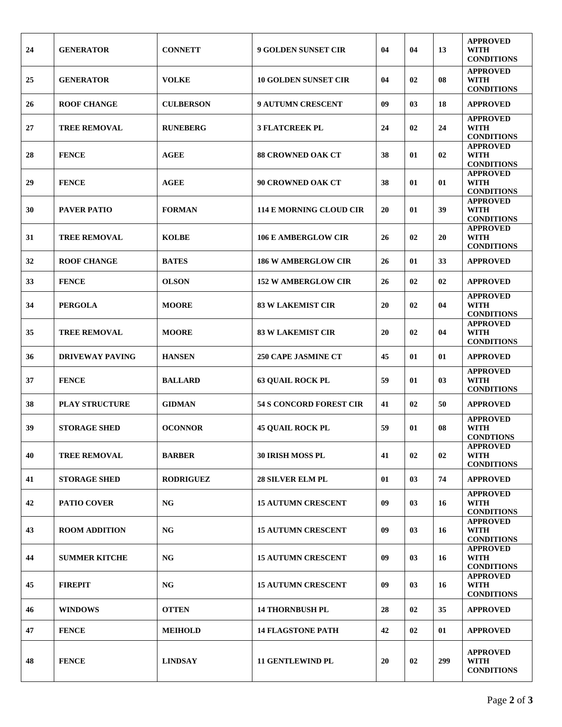| | | | | | | | |
|---|---|---|---|---|---|---|---|
| 24 | GENERATOR | CONNETT | 9 GOLDEN SUNSET CIR | 04 | 04 | 13 | APPROVED WITH CONDITIONS |
| 25 | GENERATOR | VOLKE | 10 GOLDEN SUNSET CIR | 04 | 02 | 08 | APPROVED WITH CONDITIONS |
| 26 | ROOF CHANGE | CULBERSON | 9 AUTUMN CRESCENT | 09 | 03 | 18 | APPROVED |
| 27 | TREE REMOVAL | RUNEBERG | 3 FLATCREEK PL | 24 | 02 | 24 | APPROVED WITH CONDITIONS |
| 28 | FENCE | AGEE | 88 CROWNED OAK CT | 38 | 01 | 02 | APPROVED WITH CONDITIONS |
| 29 | FENCE | AGEE | 90 CROWNED OAK CT | 38 | 01 | 01 | APPROVED WITH CONDITIONS |
| 30 | PAVER PATIO | FORMAN | 114 E MORNING CLOUD CIR | 20 | 01 | 39 | APPROVED WITH CONDITIONS |
| 31 | TREE REMOVAL | KOLBE | 106 E AMBERGLOW CIR | 26 | 02 | 20 | APPROVED WITH CONDITIONS |
| 32 | ROOF CHANGE | BATES | 186 W AMBERGLOW CIR | 26 | 01 | 33 | APPROVED |
| 33 | FENCE | OLSON | 152 W AMBERGLOW CIR | 26 | 02 | 02 | APPROVED |
| 34 | PERGOLA | MOORE | 83 W LAKEMIST CIR | 20 | 02 | 04 | APPROVED WITH CONDITIONS |
| 35 | TREE REMOVAL | MOORE | 83 W LAKEMIST CIR | 20 | 02 | 04 | APPROVED WITH CONDITIONS |
| 36 | DRIVEWAY PAVING | HANSEN | 250 CAPE JASMINE CT | 45 | 01 | 01 | APPROVED |
| 37 | FENCE | BALLARD | 63 QUAIL ROCK PL | 59 | 01 | 03 | APPROVED WITH CONDITIONS |
| 38 | PLAY STRUCTURE | GIDMAN | 54 S CONCORD FOREST CIR | 41 | 02 | 50 | APPROVED |
| 39 | STORAGE SHED | OCONNOR | 45 QUAIL ROCK PL | 59 | 01 | 08 | APPROVED WITH CONDTIONS |
| 40 | TREE REMOVAL | BARBER | 30 IRISH MOSS PL | 41 | 02 | 02 | APPROVED WITH CONDITIONS |
| 41 | STORAGE SHED | RODRIGUEZ | 28 SILVER ELM PL | 01 | 03 | 74 | APPROVED |
| 42 | PATIO COVER | NG | 15 AUTUMN CRESCENT | 09 | 03 | 16 | APPROVED WITH CONDITIONS |
| 43 | ROOM ADDITION | NG | 15 AUTUMN CRESCENT | 09 | 03 | 16 | APPROVED WITH CONDITIONS |
| 44 | SUMMER KITCHE | NG | 15 AUTUMN CRESCENT | 09 | 03 | 16 | APPROVED WITH CONDITIONS |
| 45 | FIREPIT | NG | 15 AUTUMN CRESCENT | 09 | 03 | 16 | APPROVED WITH CONDITIONS |
| 46 | WINDOWS | OTTEN | 14 THORNBUSH PL | 28 | 02 | 35 | APPROVED |
| 47 | FENCE | MEIHOLD | 14 FLAGSTONE PATH | 42 | 02 | 01 | APPROVED |
| 48 | FENCE | LINDSAY | 11 GENTLEWIND PL | 20 | 02 | 299 | APPROVED WITH CONDITIONS |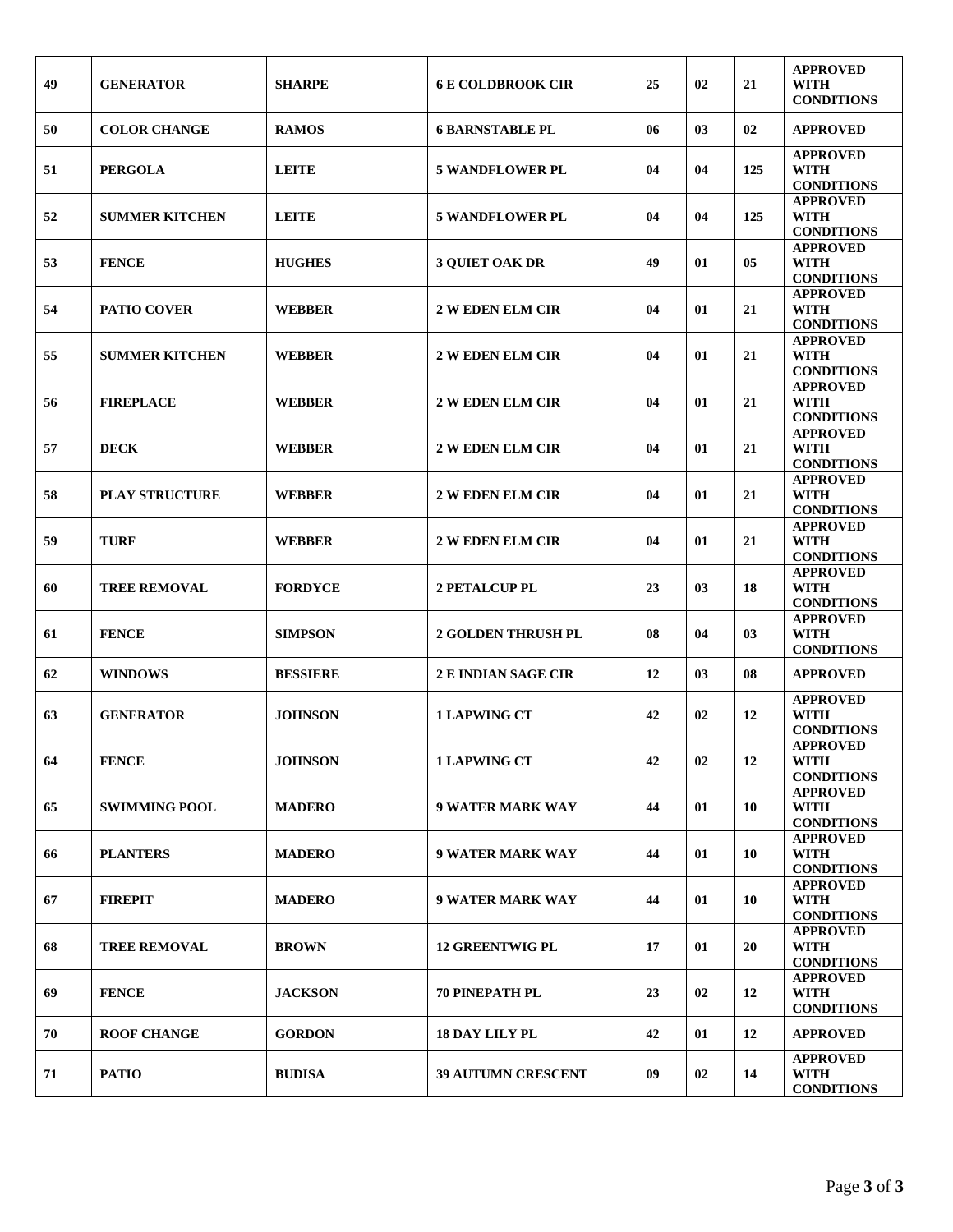| | | | | | | | |
|---|---|---|---|---|---|---|---|
| 49 | GENERATOR | SHARPE | 6 E COLDBROOK CIR | 25 | 02 | 21 | APPROVED WITH CONDITIONS |
| 50 | COLOR CHANGE | RAMOS | 6 BARNSTABLE PL | 06 | 03 | 02 | APPROVED |
| 51 | PERGOLA | LEITE | 5 WANDFLOWER PL | 04 | 04 | 125 | APPROVED WITH CONDITIONS |
| 52 | SUMMER KITCHEN | LEITE | 5 WANDFLOWER PL | 04 | 04 | 125 | APPROVED WITH CONDITIONS |
| 53 | FENCE | HUGHES | 3 QUIET OAK DR | 49 | 01 | 05 | APPROVED WITH CONDITIONS |
| 54 | PATIO COVER | WEBBER | 2 W EDEN ELM CIR | 04 | 01 | 21 | APPROVED WITH CONDITIONS |
| 55 | SUMMER KITCHEN | WEBBER | 2 W EDEN ELM CIR | 04 | 01 | 21 | APPROVED WITH CONDITIONS |
| 56 | FIREPLACE | WEBBER | 2 W EDEN ELM CIR | 04 | 01 | 21 | APPROVED WITH CONDITIONS |
| 57 | DECK | WEBBER | 2 W EDEN ELM CIR | 04 | 01 | 21 | APPROVED WITH CONDITIONS |
| 58 | PLAY STRUCTURE | WEBBER | 2 W EDEN ELM CIR | 04 | 01 | 21 | APPROVED WITH CONDITIONS |
| 59 | TURF | WEBBER | 2 W EDEN ELM CIR | 04 | 01 | 21 | APPROVED WITH CONDITIONS |
| 60 | TREE REMOVAL | FORDYCE | 2 PETALCUP PL | 23 | 03 | 18 | APPROVED WITH CONDITIONS |
| 61 | FENCE | SIMPSON | 2 GOLDEN THRUSH PL | 08 | 04 | 03 | APPROVED WITH CONDITIONS |
| 62 | WINDOWS | BESSIERE | 2 E INDIAN SAGE CIR | 12 | 03 | 08 | APPROVED |
| 63 | GENERATOR | JOHNSON | 1 LAPWING CT | 42 | 02 | 12 | APPROVED WITH CONDITIONS |
| 64 | FENCE | JOHNSON | 1 LAPWING CT | 42 | 02 | 12 | APPROVED WITH CONDITIONS |
| 65 | SWIMMING POOL | MADERO | 9 WATER MARK WAY | 44 | 01 | 10 | APPROVED WITH CONDITIONS |
| 66 | PLANTERS | MADERO | 9 WATER MARK WAY | 44 | 01 | 10 | APPROVED WITH CONDITIONS |
| 67 | FIREPIT | MADERO | 9 WATER MARK WAY | 44 | 01 | 10 | APPROVED WITH CONDITIONS |
| 68 | TREE REMOVAL | BROWN | 12 GREENTWIG PL | 17 | 01 | 20 | APPROVED WITH CONDITIONS |
| 69 | FENCE | JACKSON | 70 PINEPATH PL | 23 | 02 | 12 | APPROVED WITH CONDITIONS |
| 70 | ROOF CHANGE | GORDON | 18 DAY LILY PL | 42 | 01 | 12 | APPROVED |
| 71 | PATIO | BUDISA | 39 AUTUMN CRESCENT | 09 | 02 | 14 | APPROVED WITH CONDITIONS |